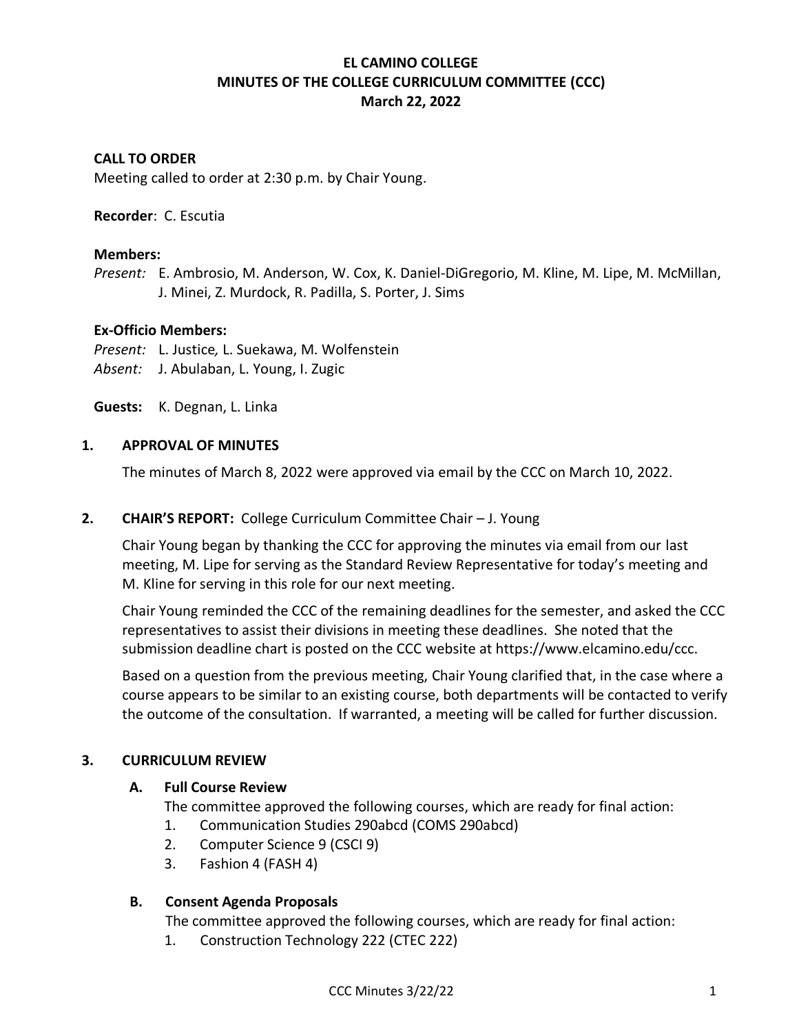# EL CAMINO COLLEGE
# MINUTES OF THE COLLEGE CURRICULUM COMMITTEE (CCC)
# March 22, 2022

**CALL TO ORDER**
Meeting called to order at 2:30 p.m. by Chair Young.

**Recorder**: C. Escutia

**Members:**
*Present:* E. Ambrosio, M. Anderson, W. Cox, K. Daniel-DiGregorio, M. Kline, M. Lipe, M. McMillan, J. Minei, Z. Murdock, R. Padilla, S. Porter, J. Sims

**Ex-Officio Members:**
*Present:* L. Justice*,* L. Suekawa, M. Wolfenstein
*Absent:* J. Abulaban, L. Young, I. Zugic

**Guests:** K. Degnan, L. Linka

## 1. APPROVAL OF MINUTES

The minutes of March 8, 2022 were approved via email by the CCC on March 10, 2022.

## 2. CHAIR'S REPORT: College Curriculum Committee Chair – J. Young

Chair Young began by thanking the CCC for approving the minutes via email from our last meeting, M. Lipe for serving as the Standard Review Representative for today's meeting and M. Kline for serving in this role for our next meeting.

Chair Young reminded the CCC of the remaining deadlines for the semester, and asked the CCC representatives to assist their divisions in meeting these deadlines. She noted that the submission deadline chart is posted on the CCC website at https://www.elcamino.edu/ccc.

Based on a question from the previous meeting, Chair Young clarified that, in the case where a course appears to be similar to an existing course, both departments will be contacted to verify the outcome of the consultation. If warranted, a meeting will be called for further discussion.

## 3. CURRICULUM REVIEW

### A. Full Course Review

The committee approved the following courses, which are ready for final action:

1. Communication Studies 290abcd (COMS 290abcd)
2. Computer Science 9 (CSCI 9)
3. Fashion 4 (FASH 4)

### B. Consent Agenda Proposals

The committee approved the following courses, which are ready for final action:

1. Construction Technology 222 (CTEC 222)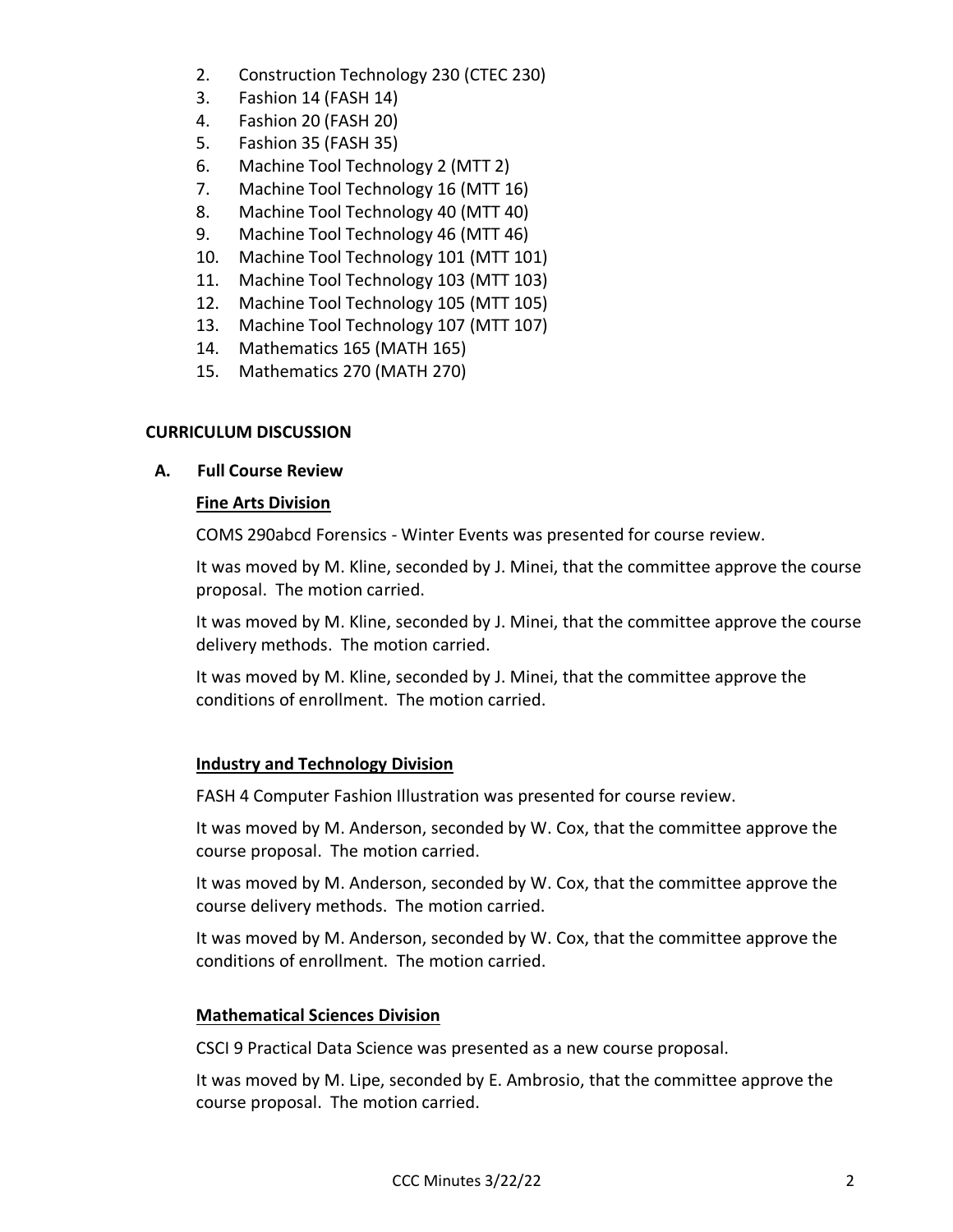2. Construction Technology 230 (CTEC 230)
3. Fashion 14 (FASH 14)
4. Fashion 20 (FASH 20)
5. Fashion 35 (FASH 35)
6. Machine Tool Technology 2 (MTT 2)
7. Machine Tool Technology 16 (MTT 16)
8. Machine Tool Technology 40 (MTT 40)
9. Machine Tool Technology 46 (MTT 46)
10. Machine Tool Technology 101 (MTT 101)
11. Machine Tool Technology 103 (MTT 103)
12. Machine Tool Technology 105 (MTT 105)
13. Machine Tool Technology 107 (MTT 107)
14. Mathematics 165 (MATH 165)
15. Mathematics 270 (MATH 270)

**CURRICULUM DISCUSSION**

**A. Full Course Review**

**Fine Arts Division**

COMS 290abcd Forensics - Winter Events was presented for course review.

It was moved by M. Kline, seconded by J. Minei, that the committee approve the course proposal. The motion carried.

It was moved by M. Kline, seconded by J. Minei, that the committee approve the course delivery methods. The motion carried.

It was moved by M. Kline, seconded by J. Minei, that the committee approve the conditions of enrollment. The motion carried.

**Industry and Technology Division**

FASH 4 Computer Fashion Illustration was presented for course review.

It was moved by M. Anderson, seconded by W. Cox, that the committee approve the course proposal. The motion carried.

It was moved by M. Anderson, seconded by W. Cox, that the committee approve the course delivery methods. The motion carried.

It was moved by M. Anderson, seconded by W. Cox, that the committee approve the conditions of enrollment. The motion carried.

**Mathematical Sciences Division**

CSCI 9 Practical Data Science was presented as a new course proposal.

It was moved by M. Lipe, seconded by E. Ambrosio, that the committee approve the course proposal. The motion carried.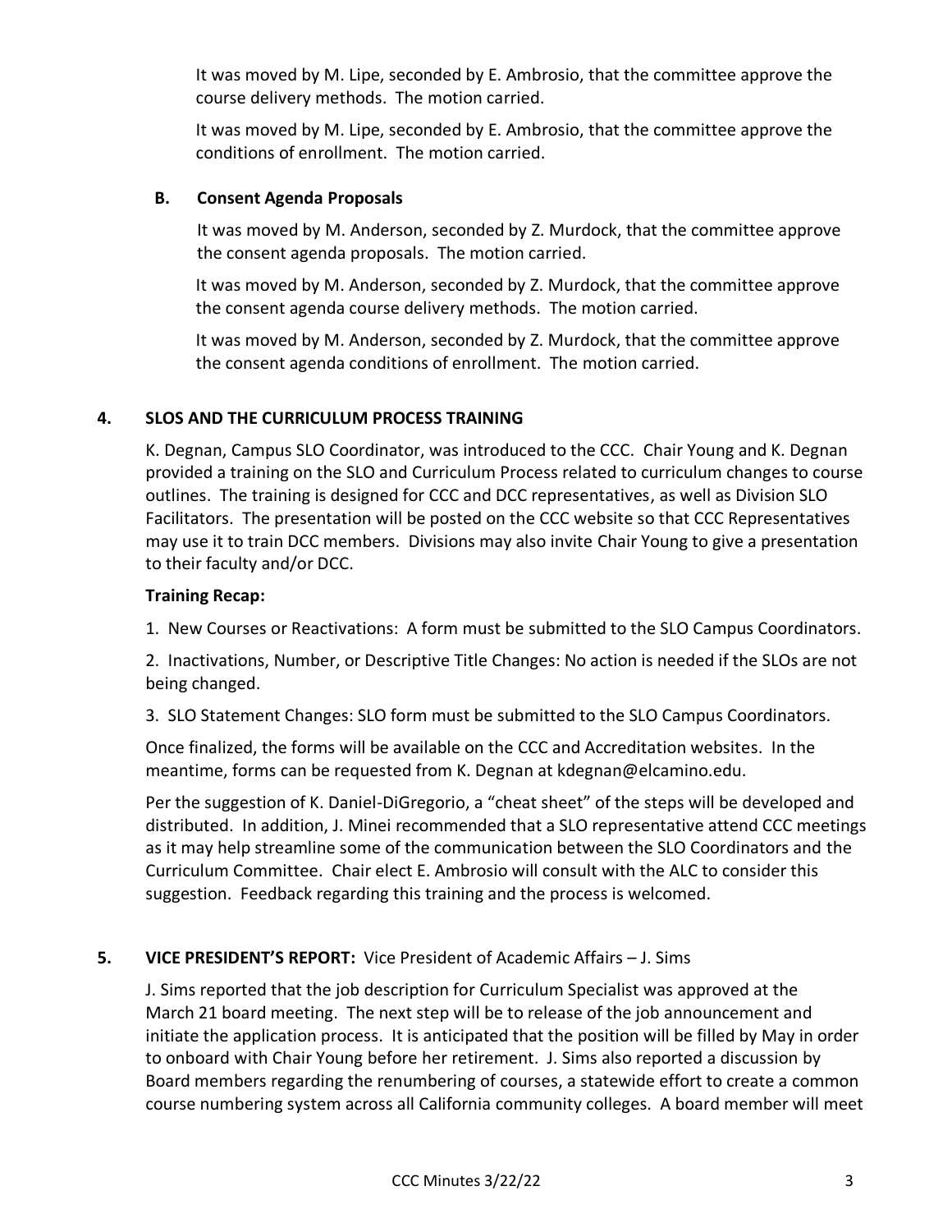It was moved by M. Lipe, seconded by E. Ambrosio, that the committee approve the course delivery methods. The motion carried.

It was moved by M. Lipe, seconded by E. Ambrosio, that the committee approve the conditions of enrollment. The motion carried.

### B. Consent Agenda Proposals

It was moved by M. Anderson, seconded by Z. Murdock, that the committee approve the consent agenda proposals. The motion carried.

It was moved by M. Anderson, seconded by Z. Murdock, that the committee approve the consent agenda course delivery methods. The motion carried.

It was moved by M. Anderson, seconded by Z. Murdock, that the committee approve the consent agenda conditions of enrollment. The motion carried.

## 4. SLOS AND THE CURRICULUM PROCESS TRAINING

K. Degnan, Campus SLO Coordinator, was introduced to the CCC. Chair Young and K. Degnan provided a training on the SLO and Curriculum Process related to curriculum changes to course outlines. The training is designed for CCC and DCC representatives, as well as Division SLO Facilitators. The presentation will be posted on the CCC website so that CCC Representatives may use it to train DCC members. Divisions may also invite Chair Young to give a presentation to their faculty and/or DCC.

**Training Recap:**

1. New Courses or Reactivations: A form must be submitted to the SLO Campus Coordinators.

2. Inactivations, Number, or Descriptive Title Changes: No action is needed if the SLOs are not being changed.

3. SLO Statement Changes: SLO form must be submitted to the SLO Campus Coordinators.

Once finalized, the forms will be available on the CCC and Accreditation websites. In the meantime, forms can be requested from K. Degnan at kdegnan@elcamino.edu.

Per the suggestion of K. Daniel-DiGregorio, a "cheat sheet" of the steps will be developed and distributed. In addition, J. Minei recommended that a SLO representative attend CCC meetings as it may help streamline some of the communication between the SLO Coordinators and the Curriculum Committee. Chair elect E. Ambrosio will consult with the ALC to consider this suggestion. Feedback regarding this training and the process is welcomed.

## 5. VICE PRESIDENT'S REPORT: Vice President of Academic Affairs – J. Sims

J. Sims reported that the job description for Curriculum Specialist was approved at the March 21 board meeting. The next step will be to release of the job announcement and initiate the application process. It is anticipated that the position will be filled by May in order to onboard with Chair Young before her retirement. J. Sims also reported a discussion by Board members regarding the renumbering of courses, a statewide effort to create a common course numbering system across all California community colleges. A board member will meet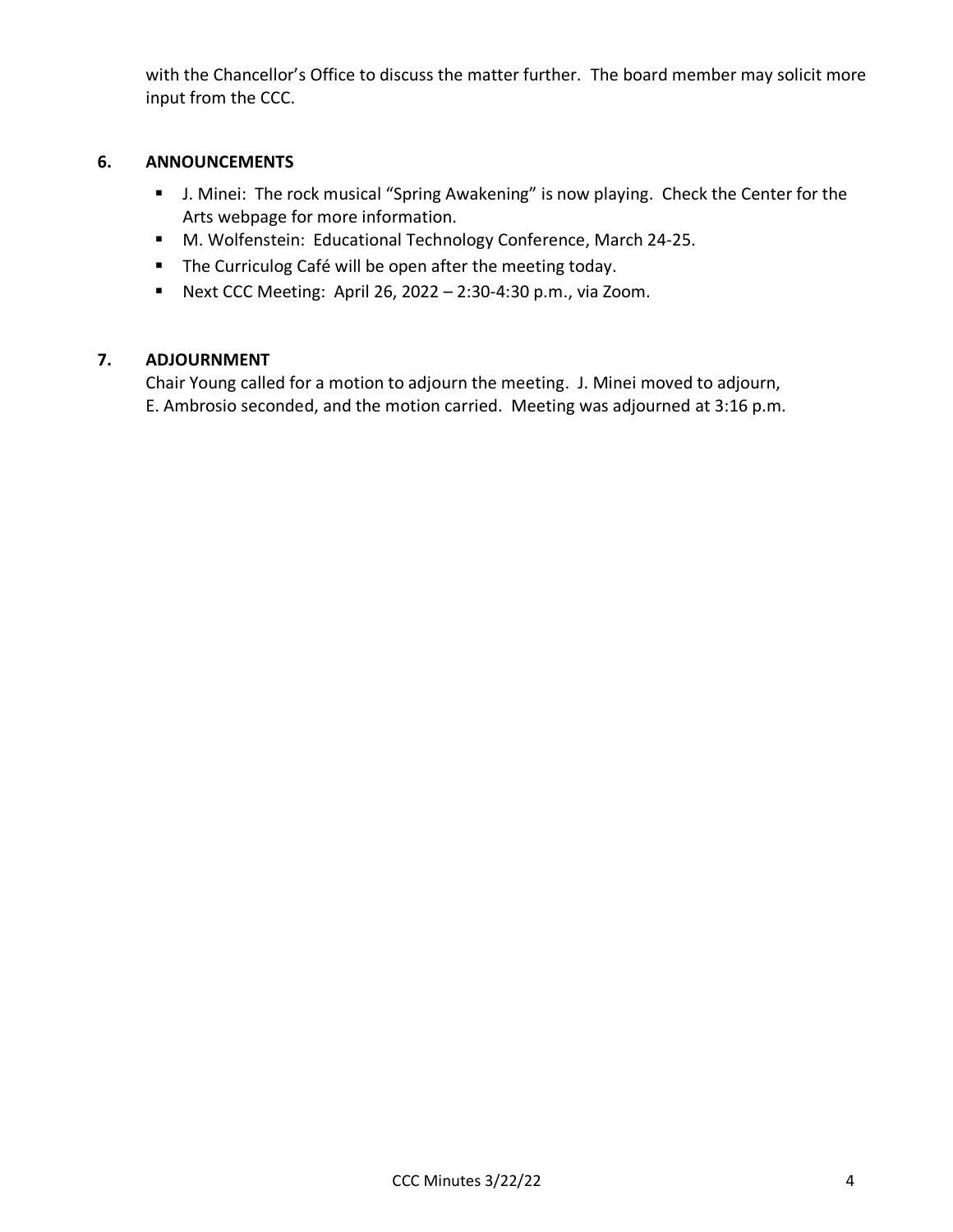with the Chancellor's Office to discuss the matter further. The board member may solicit more input from the CCC.

## 6. ANNOUNCEMENTS

- J. Minei: The rock musical "Spring Awakening" is now playing. Check the Center for the Arts webpage for more information.
- M. Wolfenstein: Educational Technology Conference, March 24-25.
- The Curriculog Café will be open after the meeting today.
- Next CCC Meeting: April 26, 2022 – 2:30-4:30 p.m., via Zoom.

## 7. ADJOURNMENT

Chair Young called for a motion to adjourn the meeting. J. Minei moved to adjourn, E. Ambrosio seconded, and the motion carried. Meeting was adjourned at 3:16 p.m.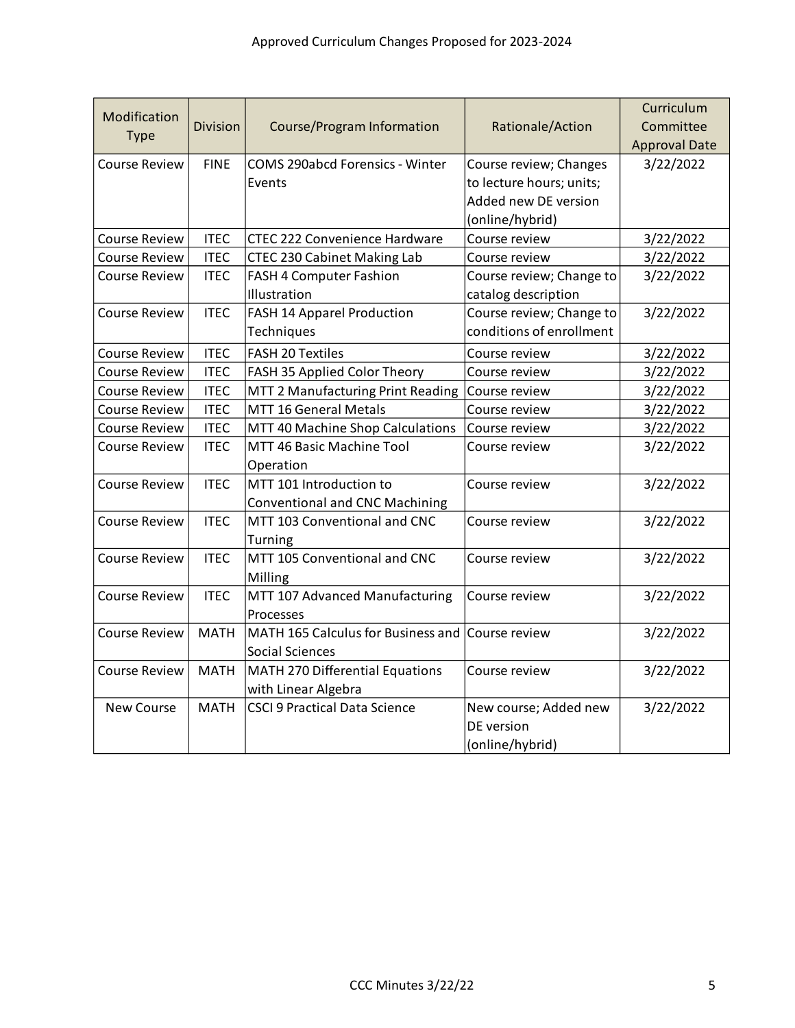Approved Curriculum Changes Proposed for 2023-2024

| Modification Type | Division | Course/Program Information | Rationale/Action | Curriculum Committee Approval Date |
|---|---|---|---|---|
| Course Review | FINE | COMS 290abcd Forensics - Winter Events | Course review; Changes to lecture hours; units; Added new DE version (online/hybrid) | 3/22/2022 |
| Course Review | ITEC | CTEC 222 Convenience Hardware | Course review | 3/22/2022 |
| Course Review | ITEC | CTEC 230 Cabinet Making Lab | Course review | 3/22/2022 |
| Course Review | ITEC | FASH 4 Computer Fashion Illustration | Course review; Change to catalog description | 3/22/2022 |
| Course Review | ITEC | FASH 14 Apparel Production Techniques | Course review; Change to conditions of enrollment | 3/22/2022 |
| Course Review | ITEC | FASH 20 Textiles | Course review | 3/22/2022 |
| Course Review | ITEC | FASH 35 Applied Color Theory | Course review | 3/22/2022 |
| Course Review | ITEC | MTT 2 Manufacturing Print Reading | Course review | 3/22/2022 |
| Course Review | ITEC | MTT 16 General Metals | Course review | 3/22/2022 |
| Course Review | ITEC | MTT 40 Machine Shop Calculations | Course review | 3/22/2022 |
| Course Review | ITEC | MTT 46 Basic Machine Tool Operation | Course review | 3/22/2022 |
| Course Review | ITEC | MTT 101 Introduction to Conventional and CNC Machining | Course review | 3/22/2022 |
| Course Review | ITEC | MTT 103 Conventional and CNC Turning | Course review | 3/22/2022 |
| Course Review | ITEC | MTT 105 Conventional and CNC Milling | Course review | 3/22/2022 |
| Course Review | ITEC | MTT 107 Advanced Manufacturing Processes | Course review | 3/22/2022 |
| Course Review | MATH | MATH 165 Calculus for Business and Social Sciences | Course review | 3/22/2022 |
| Course Review | MATH | MATH 270 Differential Equations with Linear Algebra | Course review | 3/22/2022 |
| New Course | MATH | CSCI 9 Practical Data Science | New course; Added new DE version (online/hybrid) | 3/22/2022 |